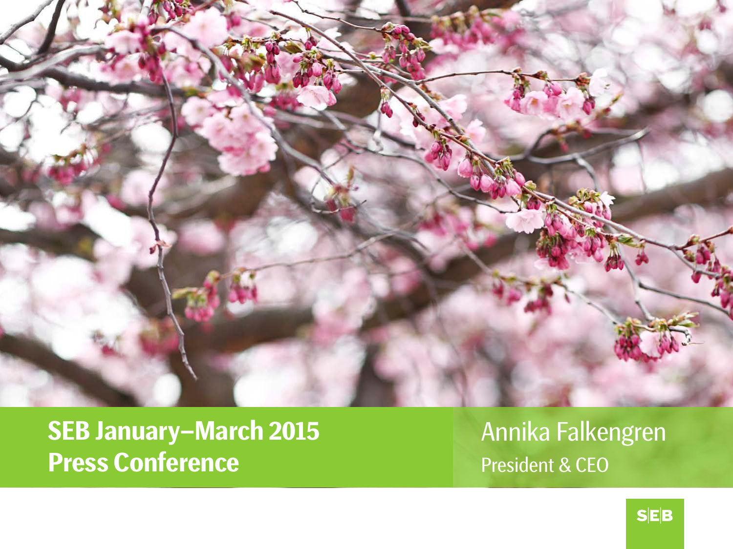# SEB January–March 2015 Press Conference

Annika Falkengren

President & CEO

SEB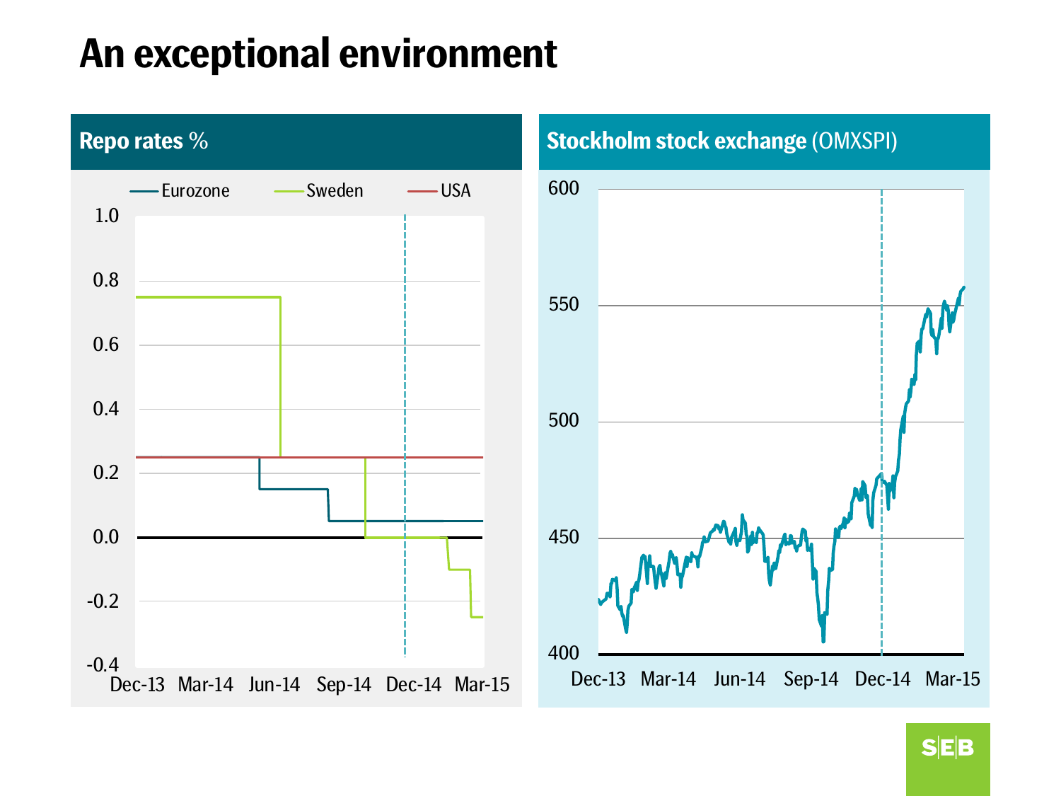# An exceptional environment

## Repo rates %

Eurozone | Sweden | USA

## Stockholm stock exchange (OMXSPI)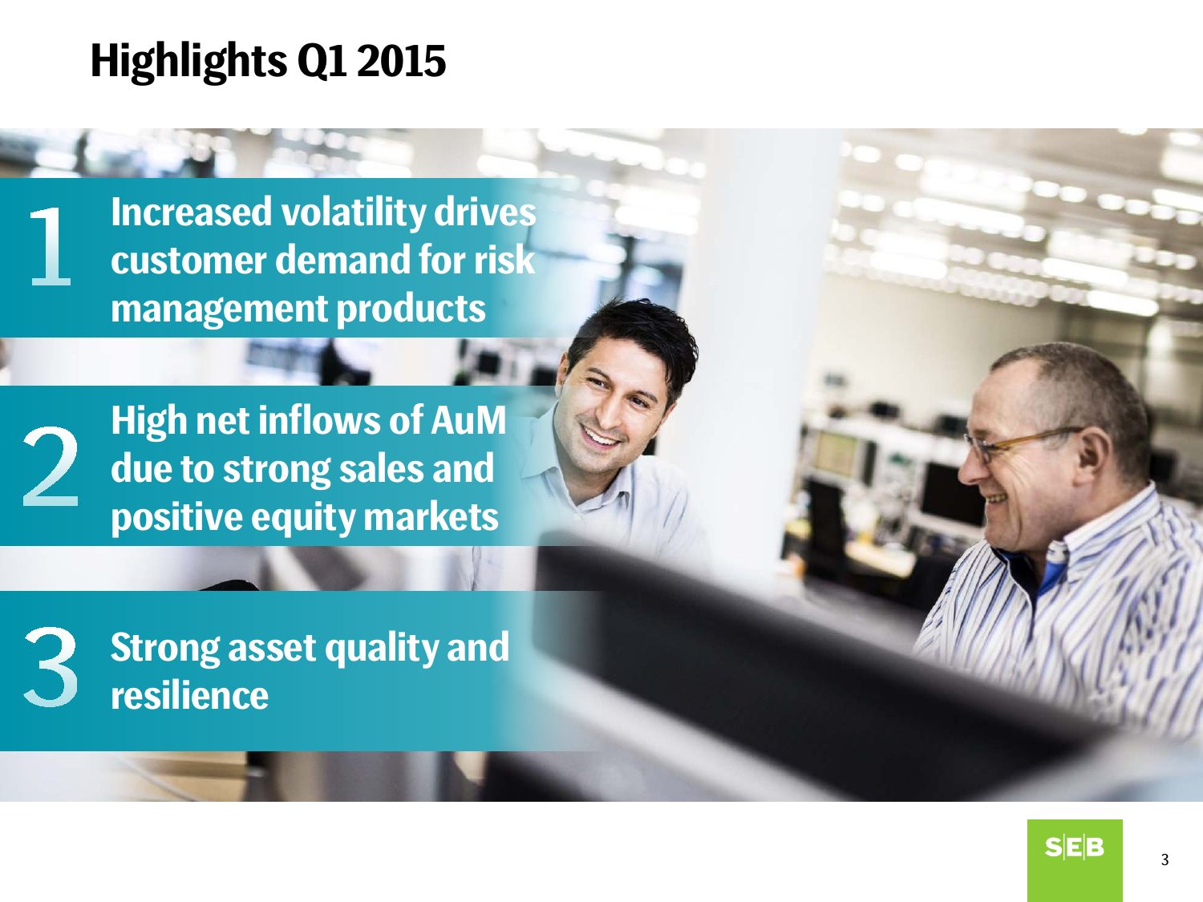# Highlights Q1 2015

1. Increased volatility drives customer demand for risk management products

2. High net inflows of AuM due to strong sales and positive equity markets

3. Strong asset quality and resilience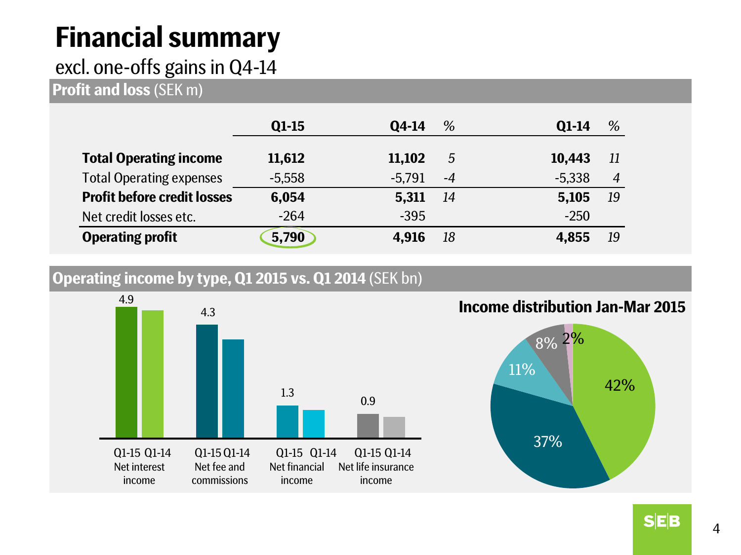# Financial summary

excl. one-offs gains in Q4-14

## Profit and loss (SEK m)

| | Q1-15 | Q4-14 | % | Q1-14 | % |
|---|---|---|---|---|---|
| **Total Operating income** | **11,612** | **11,102** | *5* | **10,443** | *11* |
| Total Operating expenses | -5,558 | -5,791 | *-4* | -5,338 | *4* |
| **Profit before credit losses** | **6,054** | **5,311** | *14* | **5,105** | *19* |
| Net credit losses etc. | -264 | -395 | | -250 | |
| **Operating profit** | **5,790** | **4,916** | *18* | **4,855** | *19* |

## Operating income by type, Q1 2015 vs. Q1 2014 (SEK bn)

| | Q1-15 |
|---|---|
| Net interest income | 4.9 |
| Net fee and commissions | 4.3 |
| Net financial income | 1.3 |
| Net life insurance income | 0.9 |

### Income distribution Jan-Mar 2015

42%, 37%, 11%, 8%, 2%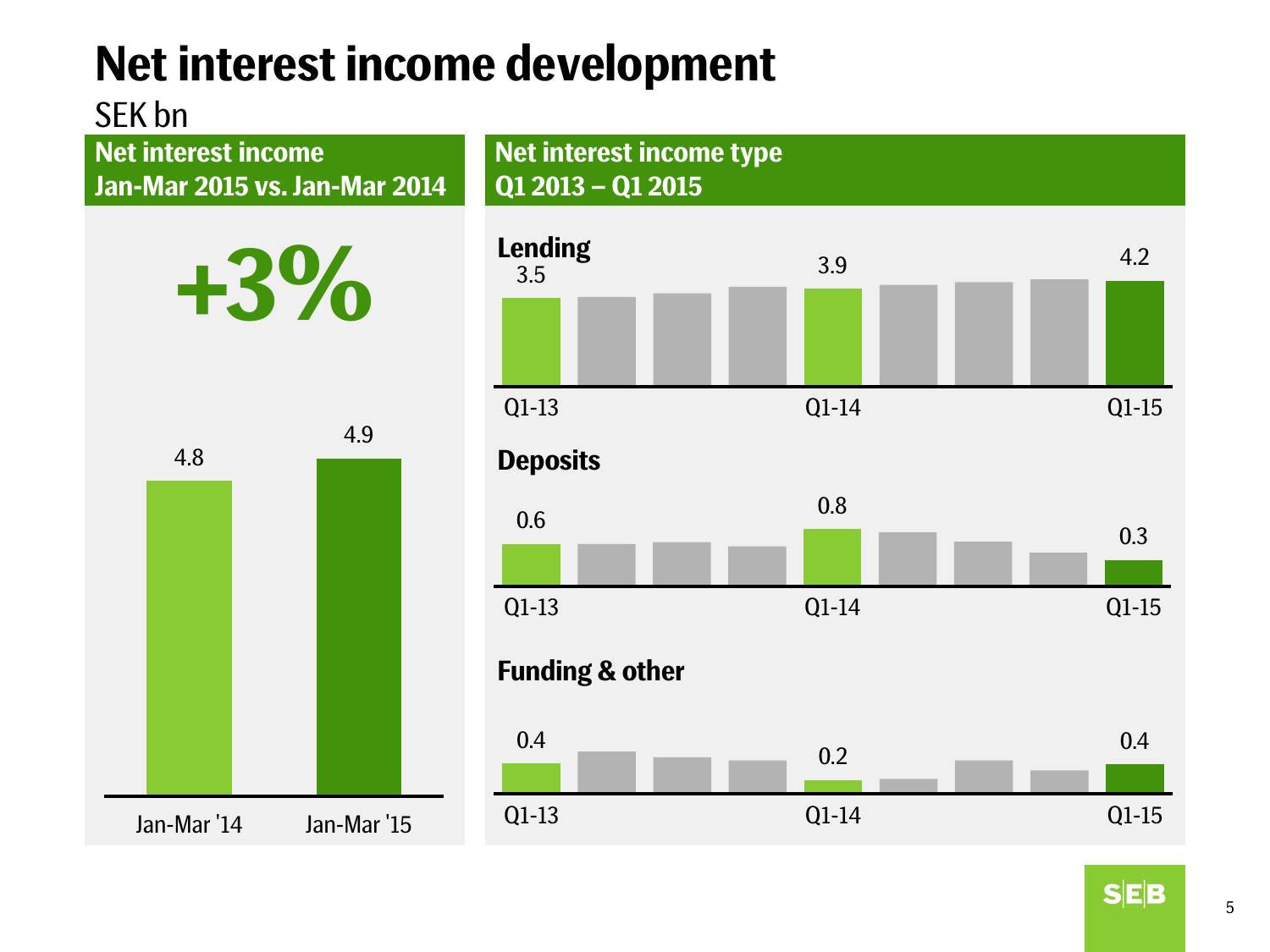# Net interest income development

SEK bn

## Net interest income Jan-Mar 2015 vs. Jan-Mar 2014

**+3%**

| | Jan-Mar '14 | Jan-Mar '15 |
|---|---|---|
| Net interest income | 4.8 | 4.9 |

## Net interest income type Q1 2013 – Q1 2015

| | Q1-13 | Q1-14 | Q1-15 |
|---|---|---|---|
| Lending | 3.5 | 3.9 | 4.2 |
| Deposits | 0.6 | 0.8 | 0.3 |
| Funding & other | 0.4 | 0.2 | 0.4 |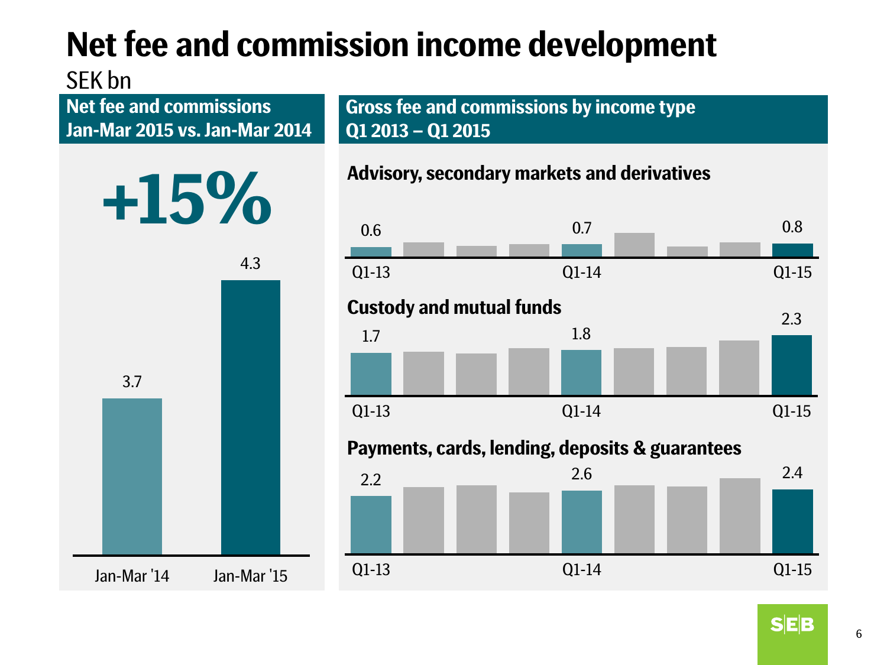# Net fee and commission income development

SEK bn

## Net fee and commissions Jan-Mar 2015 vs. Jan-Mar 2014

**+15%**

| | Jan-Mar '14 | Jan-Mar '15 |
|---|---|---|
| Net fee and commissions | 3.7 | 4.3 |

## Gross fee and commissions by income type Q1 2013 – Q1 2015

| Income type | Q1-13 | Q1-14 | Q1-15 |
|---|---|---|---|
| Advisory, secondary markets and derivatives | 0.6 | 0.7 | 0.8 |
| Custody and mutual funds | 1.7 | 1.8 | 2.3 |
| Payments, cards, lending, deposits & guarantees | 2.2 | 2.6 | 2.4 |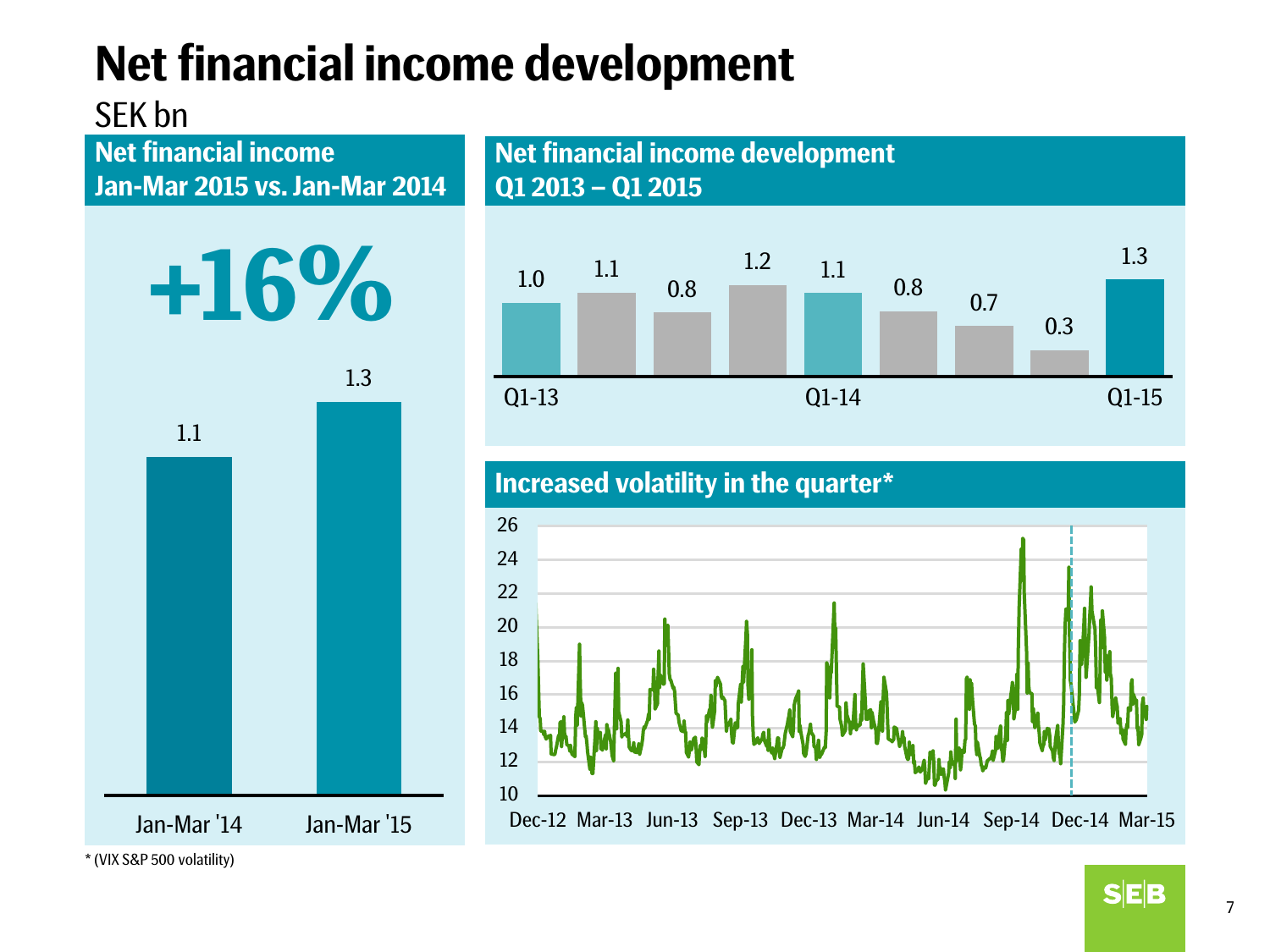# Net financial income development

SEK bn

## Net financial income Jan-Mar 2015 vs. Jan-Mar 2014

**+16%**

| Period | SEK bn |
|---|---|
| Jan-Mar '14 | 1.1 |
| Jan-Mar '15 | 1.3 |

## Net financial income development Q1 2013 – Q1 2015

| Q1-13 | | | | Q1-14 | | | | Q1-15 |
|---|---|---|---|---|---|---|---|---|
| 1.0 | 1.1 | 0.8 | 1.2 | 1.1 | 0.8 | 0.7 | 0.3 | 1.3 |

## Increased volatility in the quarter*

Y-axis: 10, 12, 14, 16, 18, 20, 22, 24, 26

X-axis: Dec-12, Mar-13, Jun-13, Sep-13, Dec-13, Mar-14, Jun-14, Sep-14, Dec-14, Mar-15

\* (VIX S&P 500 volatility)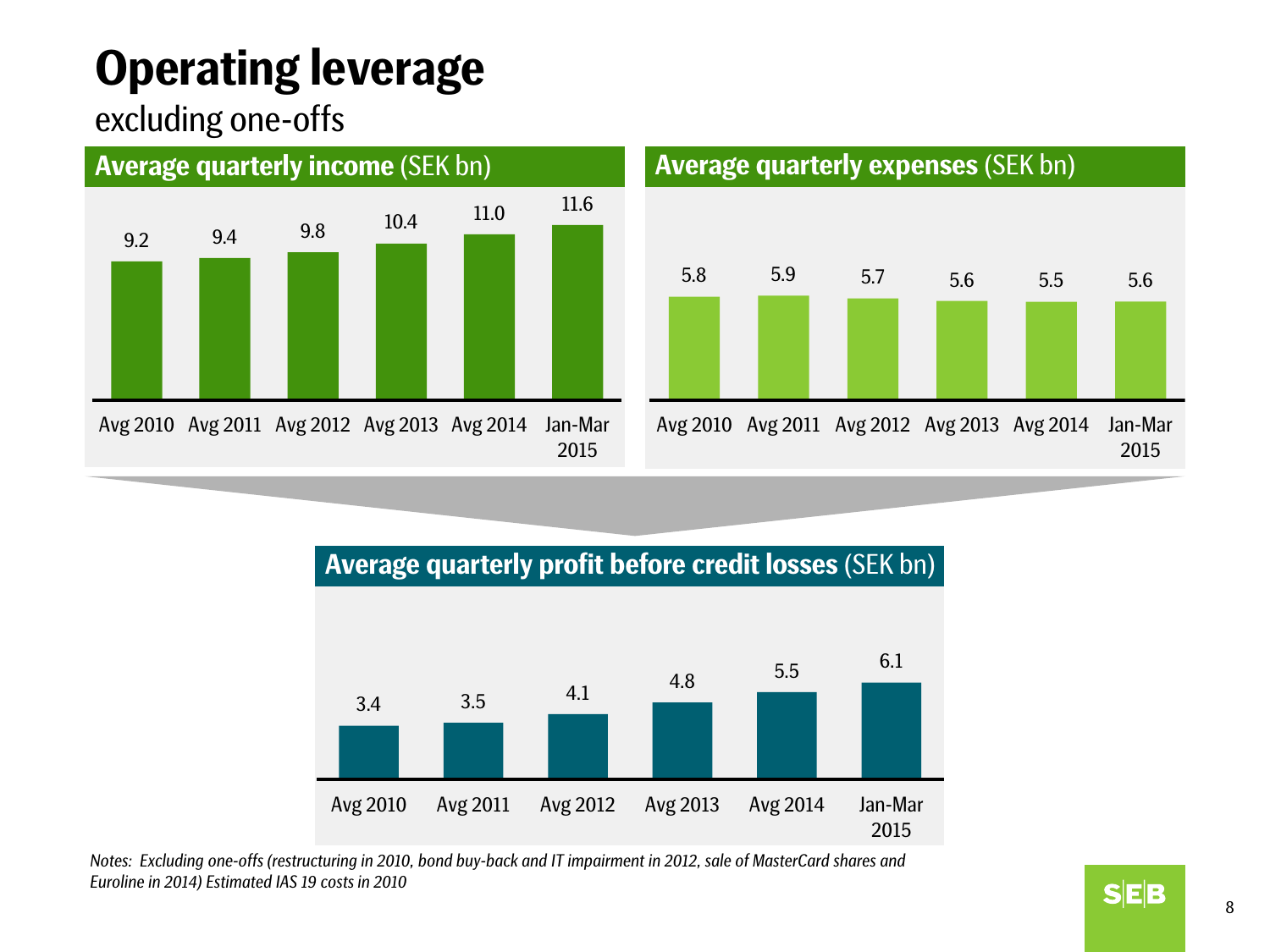# Operating leverage

excluding one-offs

### Average quarterly income (SEK bn)

| Avg 2010 | Avg 2011 | Avg 2012 | Avg 2013 | Avg 2014 | Jan-Mar 2015 |
|---|---|---|---|---|---|
| 9.2 | 9.4 | 9.8 | 10.4 | 11.0 | 11.6 |

### Average quarterly expenses (SEK bn)

| Avg 2010 | Avg 2011 | Avg 2012 | Avg 2013 | Avg 2014 | Jan-Mar 2015 |
|---|---|---|---|---|---|
| 5.8 | 5.9 | 5.7 | 5.6 | 5.5 | 5.6 |

### Average quarterly profit before credit losses (SEK bn)

| Avg 2010 | Avg 2011 | Avg 2012 | Avg 2013 | Avg 2014 | Jan-Mar 2015 |
|---|---|---|---|---|---|
| 3.4 | 3.5 | 4.1 | 4.8 | 5.5 | 6.1 |

*Notes: Excluding one-offs (restructuring in 2010, bond buy-back and IT impairment in 2012, sale of MasterCard shares and Euroline in 2014) Estimated IAS 19 costs in 2010*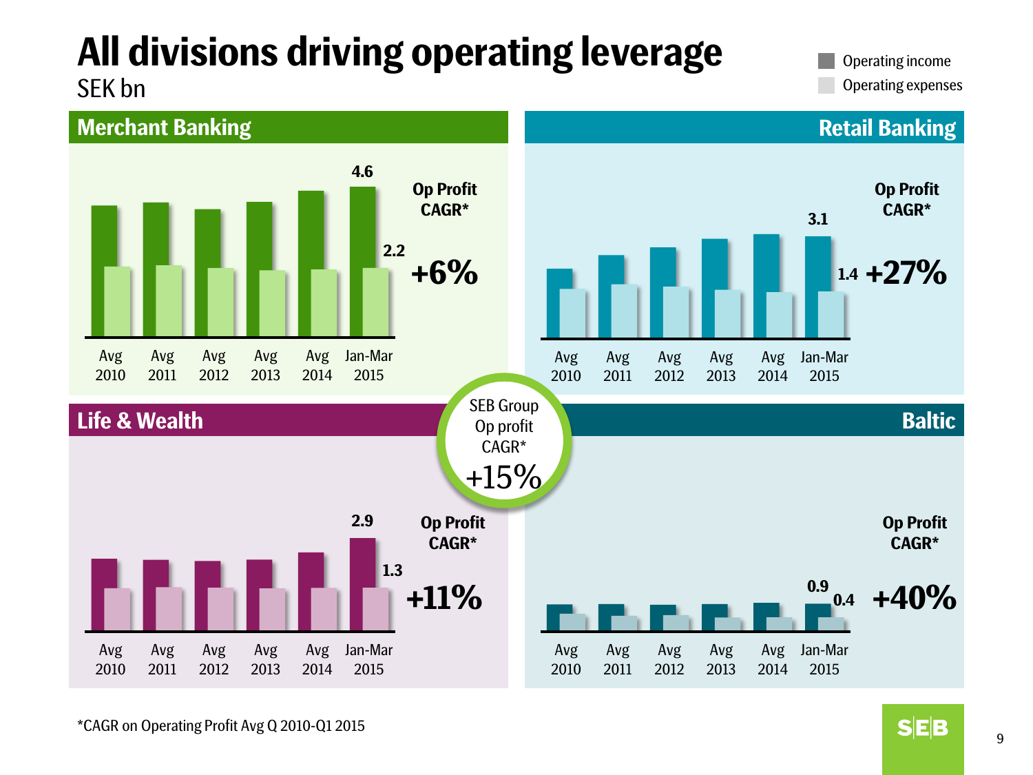# All divisions driving operating leverage

SEK bn

Operating income
Operating expenses

## Merchant Banking

| | Avg 2010 | Avg 2011 | Avg 2012 | Avg 2013 | Avg 2014 | Jan-Mar 2015 |
|---|---|---|---|---|---|---|
| Operating income | | | | | | 4.6 |
| Operating expenses | | | | | | 2.2 |

**Op Profit CAGR\*** **+6%**

## Retail Banking

| | Avg 2010 | Avg 2011 | Avg 2012 | Avg 2013 | Avg 2014 | Jan-Mar 2015 |
|---|---|---|---|---|---|---|
| Operating income | | | | | | 3.1 |
| Operating expenses | | | | | | 1.4 |

**Op Profit CAGR\*** **+27%**

## Life & Wealth

| | Avg 2010 | Avg 2011 | Avg 2012 | Avg 2013 | Avg 2014 | Jan-Mar 2015 |
|---|---|---|---|---|---|---|
| Operating income | | | | | | 2.9 |
| Operating expenses | | | | | | 1.3 |

**Op Profit CAGR\*** **+11%**

## Baltic

| | Avg 2010 | Avg 2011 | Avg 2012 | Avg 2013 | Avg 2014 | Jan-Mar 2015 |
|---|---|---|---|---|---|---|
| Operating income | | | | | | 0.9 |
| Operating expenses | | | | | | 0.4 |

**Op Profit CAGR\*** **+40%**

SEB Group Op profit CAGR\* +15%

\*CAGR on Operating Profit Avg Q 2010-Q1 2015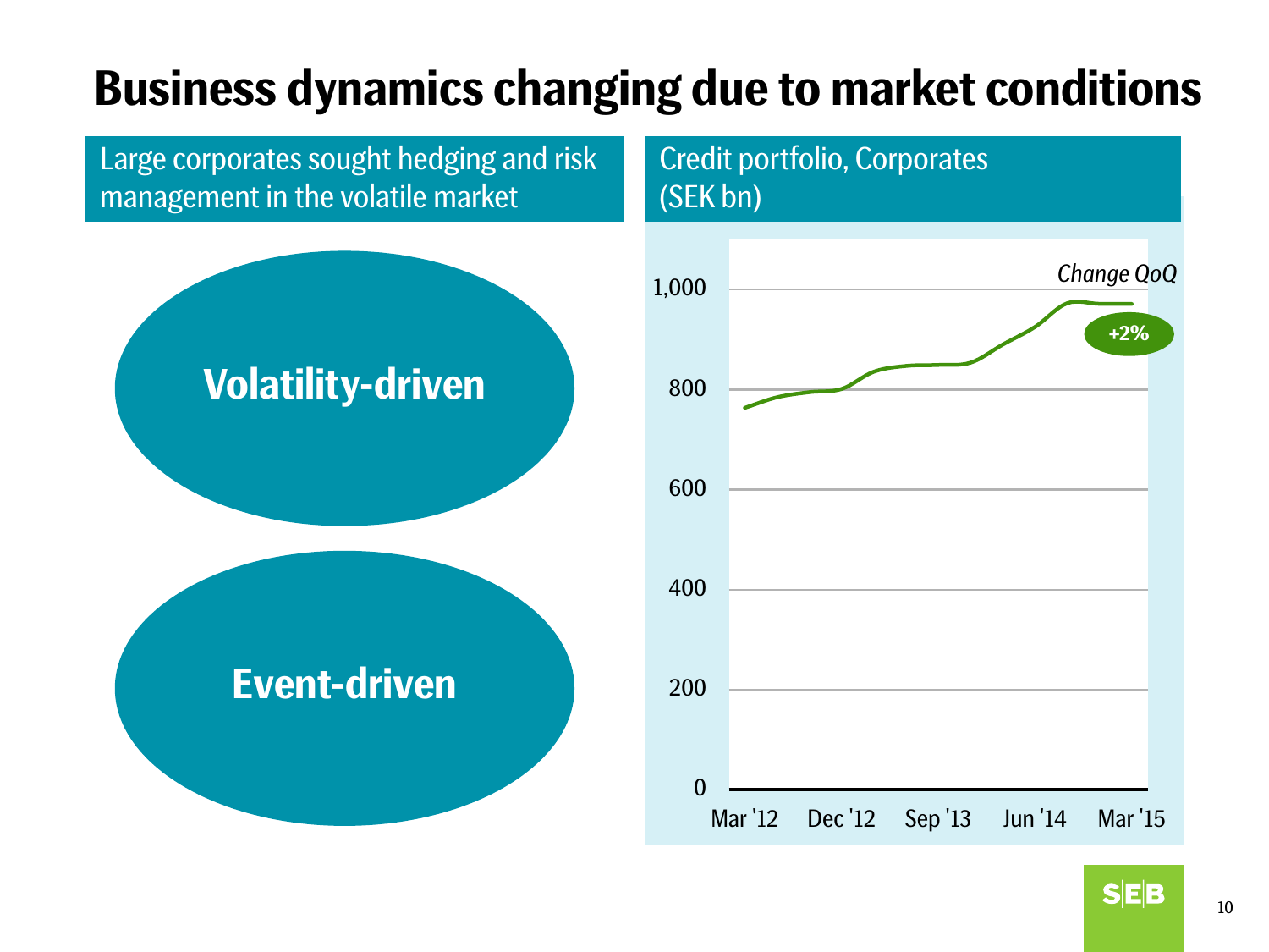# Business dynamics changing due to market conditions

## Large corporates sought hedging and risk management in the volatile market

**Volatility-driven**

**Event-driven**

## Credit portfolio, Corporates (SEK bn)

*Change QoQ*

**+2%**

1,000
800
600
400
200
0

Mar '12 | Dec '12 | Sep '13 | Jun '14 | Mar '15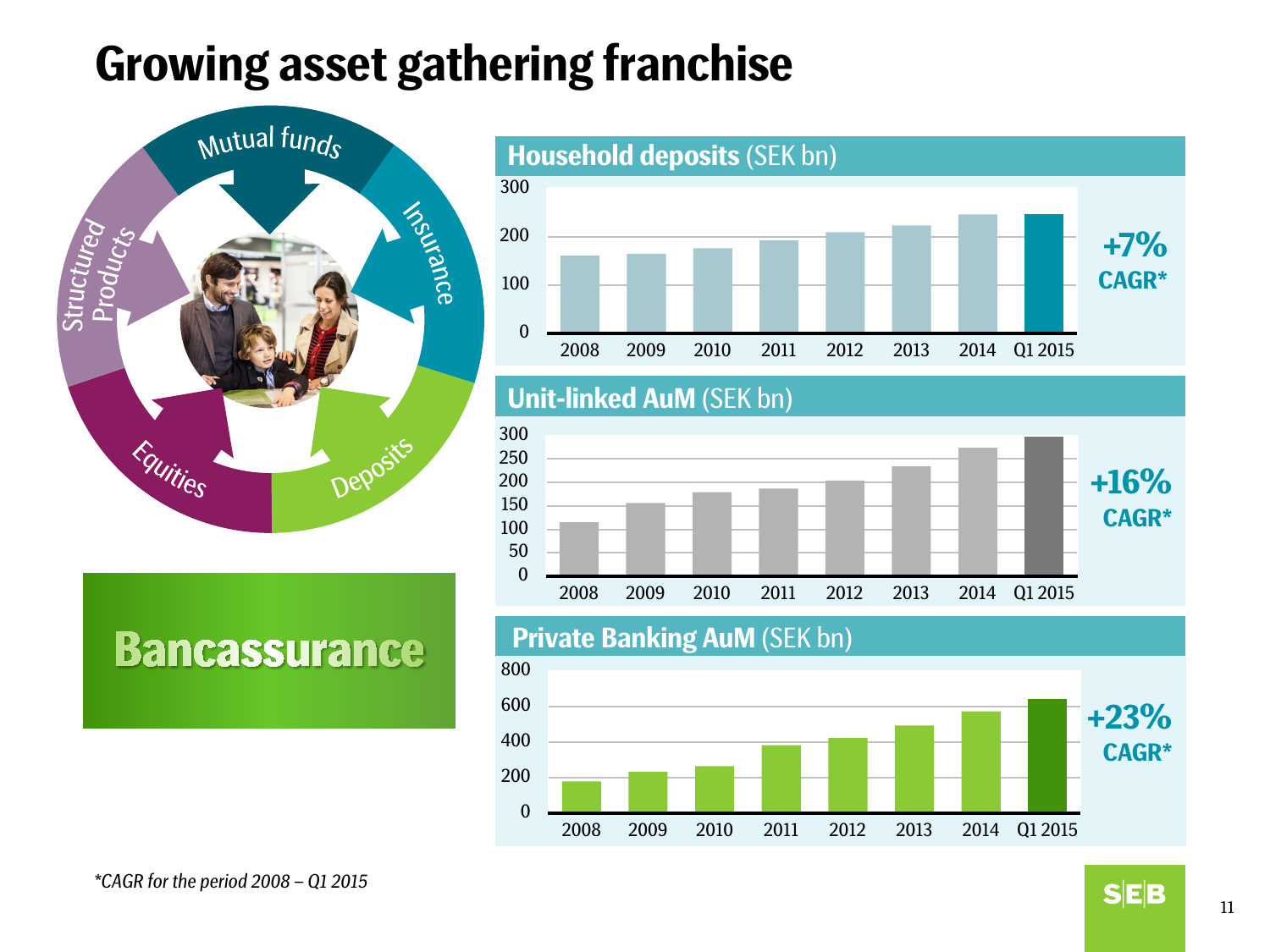# Growing asset gathering franchise

Mutual funds, Insurance, Deposits, Equities, Structured Products

**Bancassurance**

**Household deposits** (SEK bn)

+7% CAGR*

**Unit-linked AuM** (SEK bn)

+16% CAGR*

**Private Banking AuM** (SEK bn)

+23% CAGR*

*\*CAGR for the period 2008 – Q1 2015*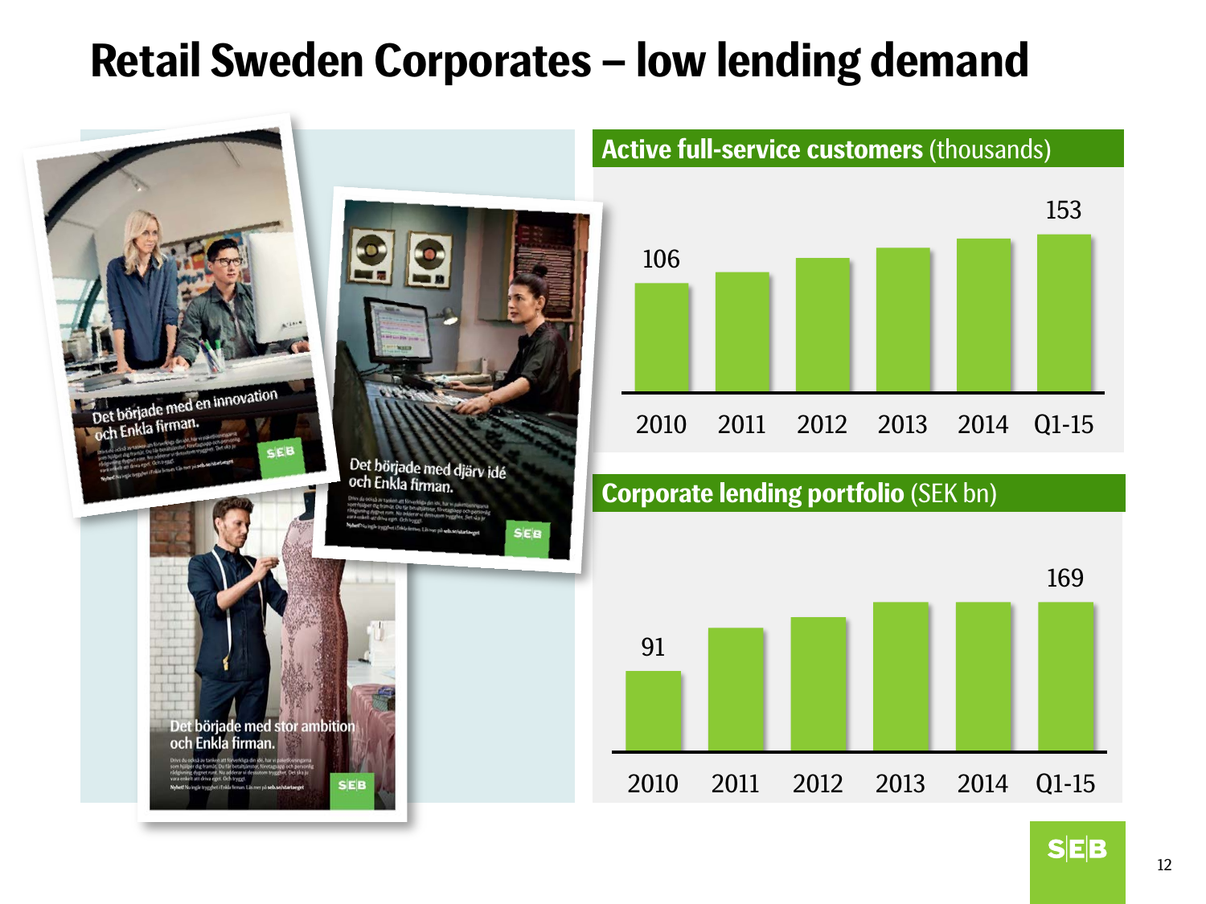# Retail Sweden Corporates – low lending demand

Det började med en innovation och Enkla firman.

Det började med djärv idé och Enkla firman.

Det började med stor ambition och Enkla firman.

## Active full-service customers (thousands)

| 2010 | 2011 | 2012 | 2013 | 2014 | Q1-15 |
|---|---|---|---|---|---|
| 106 | | | | | 153 |

## Corporate lending portfolio (SEK bn)

| 2010 | 2011 | 2012 | 2013 | 2014 | Q1-15 |
|---|---|---|---|---|---|
| 91 | | | | | 169 |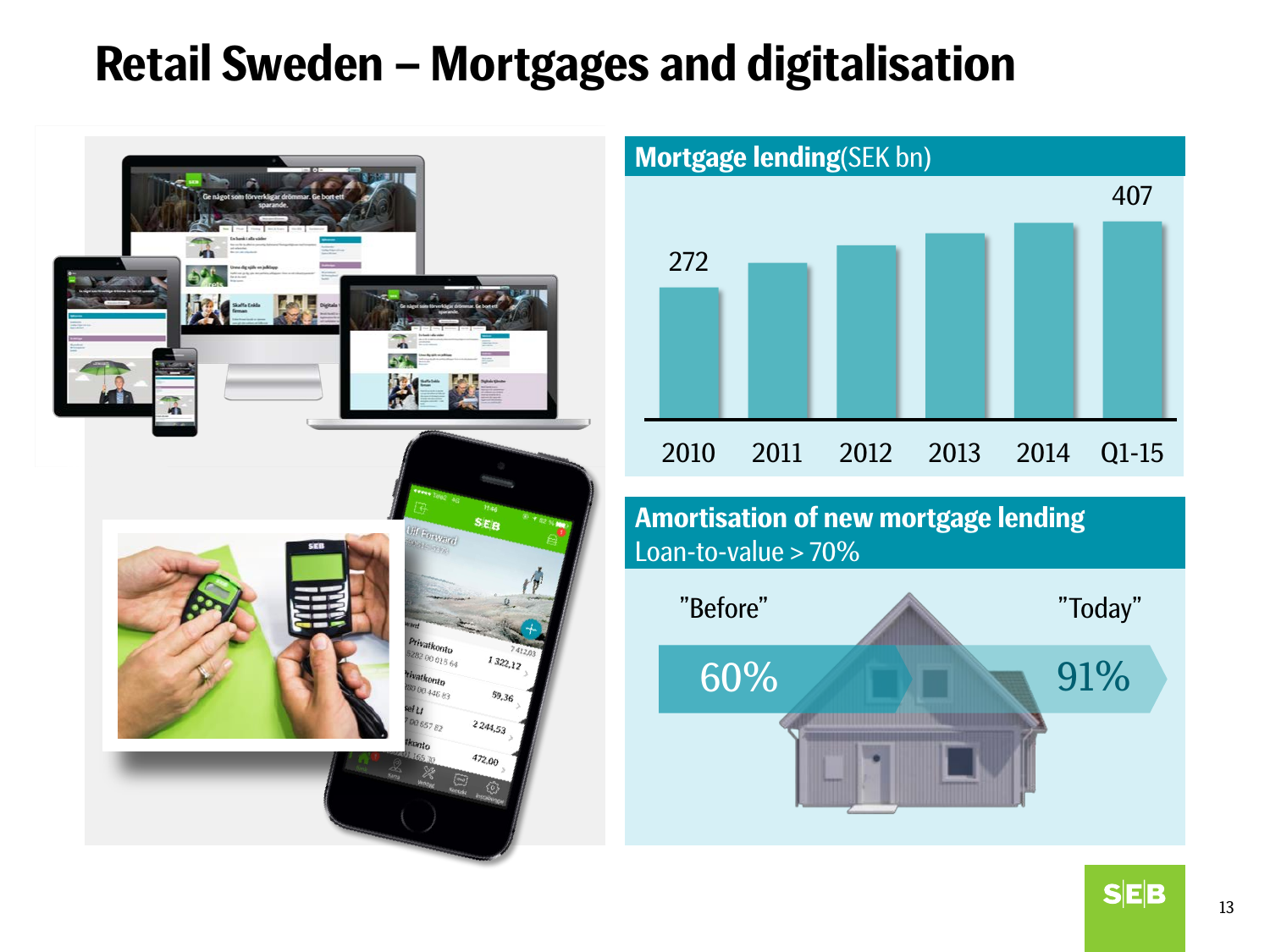# Retail Sweden – Mortgages and digitalisation

## Mortgage lending (SEK bn)

| 2010 | 2011 | 2012 | 2013 | 2014 | Q1-15 |
|---|---|---|---|---|---|
| 272 | | | | | 407 |

## Amortisation of new mortgage lending

Loan-to-value > 70%

| "Before" | "Today" |
|---|---|
| 60% | 91% |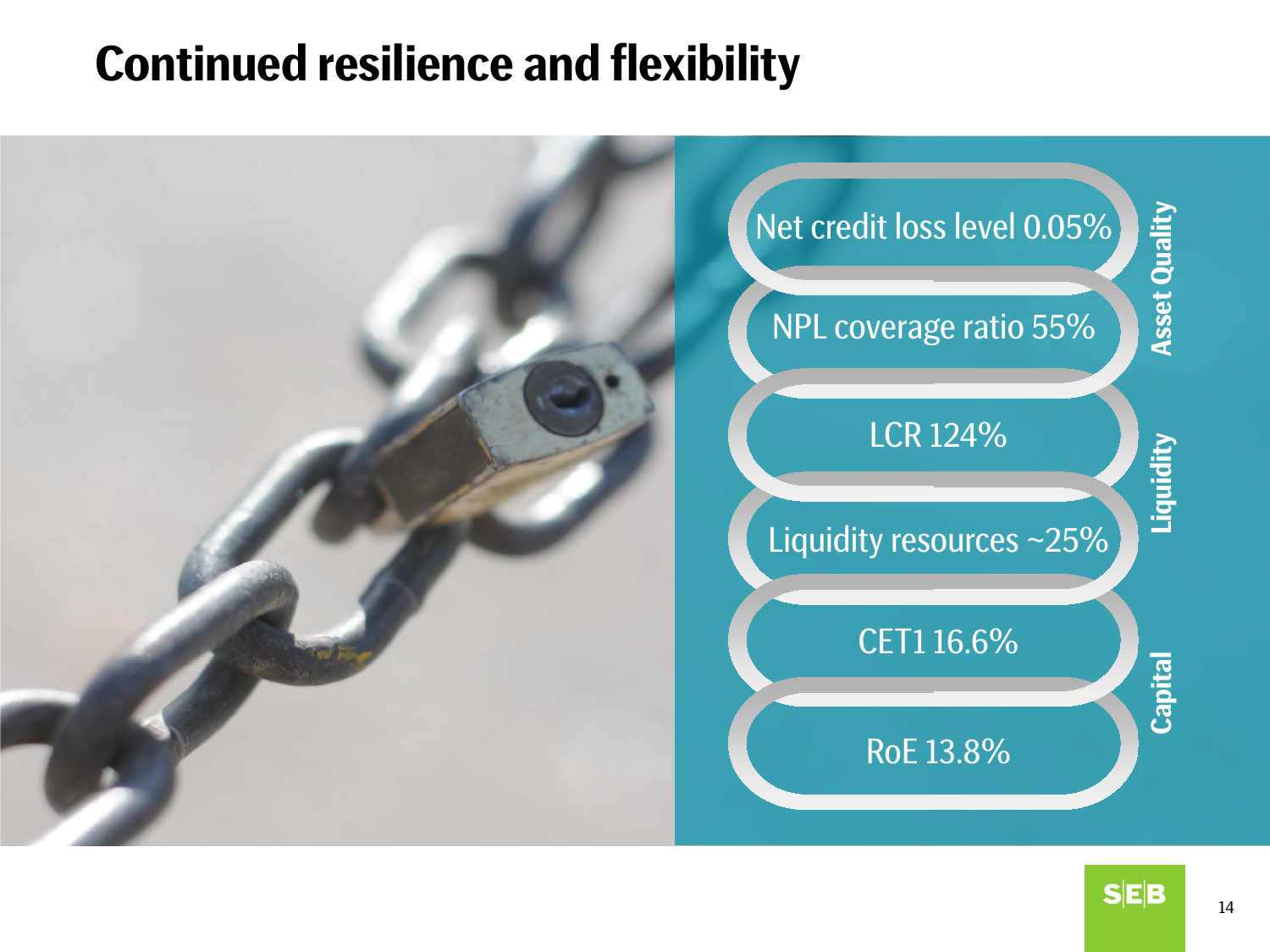# Continued resilience and flexibility

**Asset Quality**

- Net credit loss level 0.05%
- NPL coverage ratio 55%

**Liquidity**

- LCR 124%
- Liquidity resources ~25%

**Capital**

- CET1 16.6%
- RoE 13.8%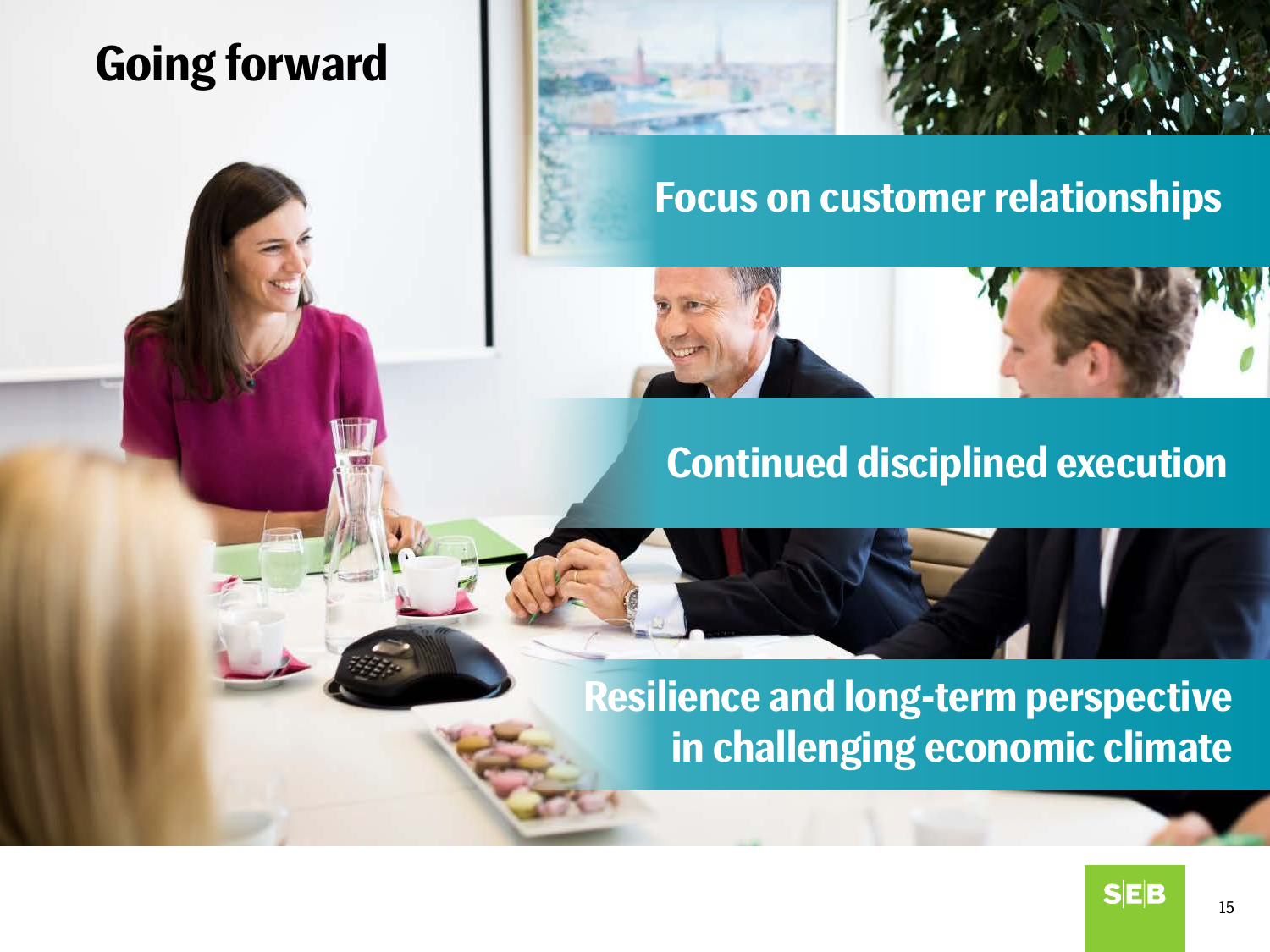# Going forward

Focus on customer relationships

Continued disciplined execution

Resilience and long-term perspective in challenging economic climate